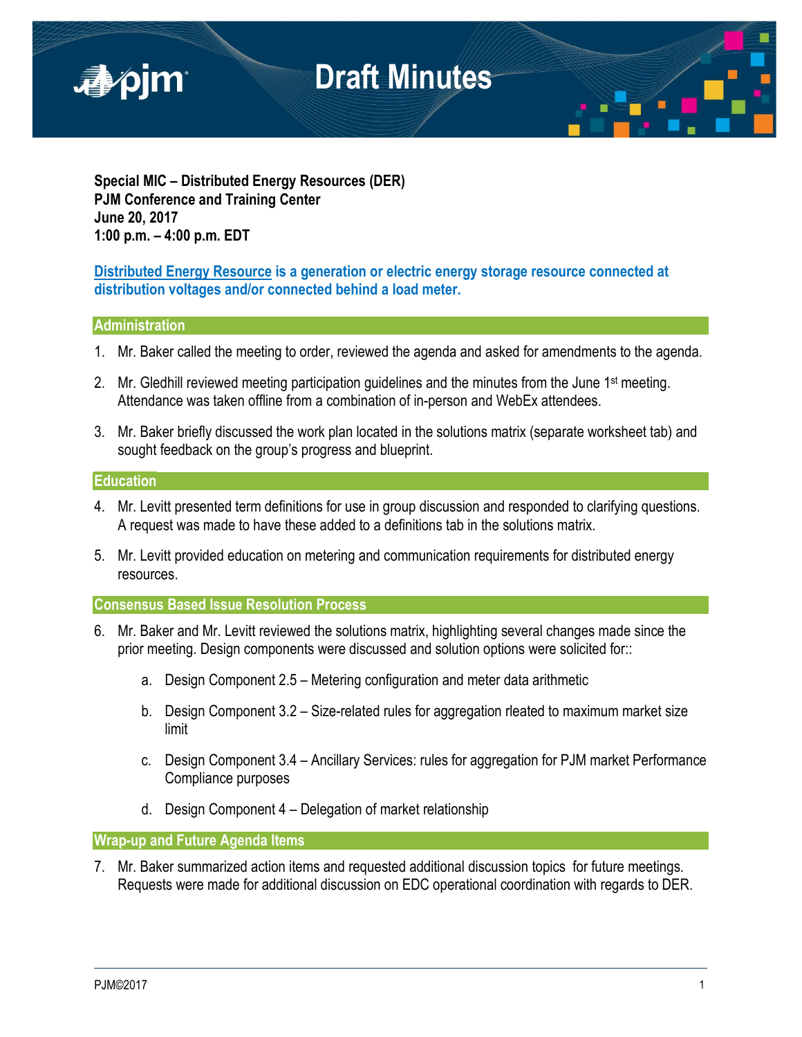# Draft Minutes

**Special MIC – Distributed Energy Resources (DER)**
**PJM Conference and Training Center**
**June 20, 2017**
**1:00 p.m. – 4:00 p.m. EDT**

**Distributed Energy Resource is a generation or electric energy storage resource connected at distribution voltages and/or connected behind a load meter.**

## Administration

1. Mr. Baker called the meeting to order, reviewed the agenda and asked for amendments to the agenda.

2. Mr. Gledhill reviewed meeting participation guidelines and the minutes from the June 1st meeting. Attendance was taken offline from a combination of in-person and WebEx attendees.

3. Mr. Baker briefly discussed the work plan located in the solutions matrix (separate worksheet tab) and sought feedback on the group's progress and blueprint.

## Education

4. Mr. Levitt presented term definitions for use in group discussion and responded to clarifying questions. A request was made to have these added to a definitions tab in the solutions matrix.

5. Mr. Levitt provided education on metering and communication requirements for distributed energy resources.

## Consensus Based Issue Resolution Process

6. Mr. Baker and Mr. Levitt reviewed the solutions matrix, highlighting several changes made since the prior meeting. Design components were discussed and solution options were solicited for::

   a. Design Component 2.5 – Metering configuration and meter data arithmetic

   b. Design Component 3.2 – Size-related rules for aggregation rleated to maximum market size limit

   c. Design Component 3.4 – Ancillary Services: rules for aggregation for PJM market Performance Compliance purposes

   d. Design Component 4 – Delegation of market relationship

## Wrap-up and Future Agenda Items

7. Mr. Baker summarized action items and requested additional discussion topics for future meetings. Requests were made for additional discussion on EDC operational coordination with regards to DER.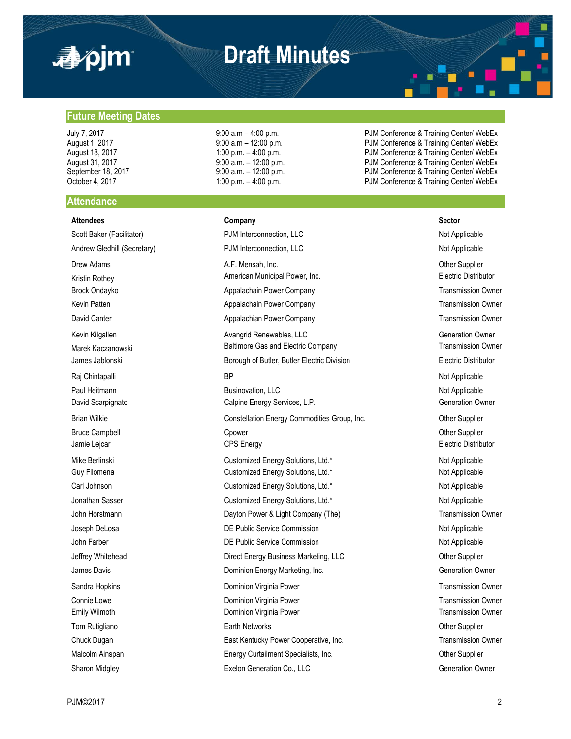# Draft Minutes

## Future Meeting Dates

| | | |
|---|---|---|
| July 7, 2017 | 9:00 a.m – 4:00 p.m. | PJM Conference & Training Center/ WebEx |
| August 1, 2017 | 9:00 a.m – 12:00 p.m. | PJM Conference & Training Center/ WebEx |
| August 18, 2017 | 1:00 p.m. – 4:00 p.m. | PJM Conference & Training Center/ WebEx |
| August 31, 2017 | 9:00 a.m. – 12:00 p.m. | PJM Conference & Training Center/ WebEx |
| September 18, 2017 | 9:00 a.m. – 12:00 p.m. | PJM Conference & Training Center/ WebEx |
| October 4, 2017 | 1:00 p.m. – 4:00 p.m. | PJM Conference & Training Center/ WebEx |

## Attendance

| Attendees | Company | Sector |
|---|---|---|
| Scott Baker (Facilitator) | PJM Interconnection, LLC | Not Applicable |
| Andrew Gledhill (Secretary) | PJM Interconnection, LLC | Not Applicable |
| Drew Adams | A.F. Mensah, Inc. | Other Supplier |
| Kristin Rothey | American Municipal Power, Inc. | Electric Distributor |
| Brock Ondayko | Appalachain Power Company | Transmission Owner |
| Kevin Patten | Appalachain Power Company | Transmission Owner |
| David Canter | Appalachian Power Company | Transmission Owner |
| Kevin Kilgallen | Avangrid Renewables, LLC | Generation Owner |
| Marek Kaczanowski | Baltimore Gas and Electric Company | Transmission Owner |
| James Jablonski | Borough of Butler, Butler Electric Division | Electric Distributor |
| Raj Chintapalli | BP | Not Applicable |
| Paul Heitmann | Businovation, LLC | Not Applicable |
| David Scarpignato | Calpine Energy Services, L.P. | Generation Owner |
| Brian Wilkie | Constellation Energy Commodities Group, Inc. | Other Supplier |
| Bruce Campbell | Cpower | Other Supplier |
| Jamie Lejcar | CPS Energy | Electric Distributor |
| Mike Berlinski | Customized Energy Solutions, Ltd.* | Not Applicable |
| Guy Filomena | Customized Energy Solutions, Ltd.* | Not Applicable |
| Carl Johnson | Customized Energy Solutions, Ltd.* | Not Applicable |
| Jonathan Sasser | Customized Energy Solutions, Ltd.* | Not Applicable |
| John Horstmann | Dayton Power & Light Company (The) | Transmission Owner |
| Joseph DeLosa | DE Public Service Commission | Not Applicable |
| John Farber | DE Public Service Commission | Not Applicable |
| Jeffrey Whitehead | Direct Energy Business Marketing, LLC | Other Supplier |
| James Davis | Dominion Energy Marketing, Inc. | Generation Owner |
| Sandra Hopkins | Dominion Virginia Power | Transmission Owner |
| Connie Lowe | Dominion Virginia Power | Transmission Owner |
| Emily Wilmoth | Dominion Virginia Power | Transmission Owner |
| Tom Rutigliano | Earth Networks | Other Supplier |
| Chuck Dugan | East Kentucky Power Cooperative, Inc. | Transmission Owner |
| Malcolm Ainspan | Energy Curtailment Specialists, Inc. | Other Supplier |
| Sharon Midgley | Exelon Generation Co., LLC | Generation Owner |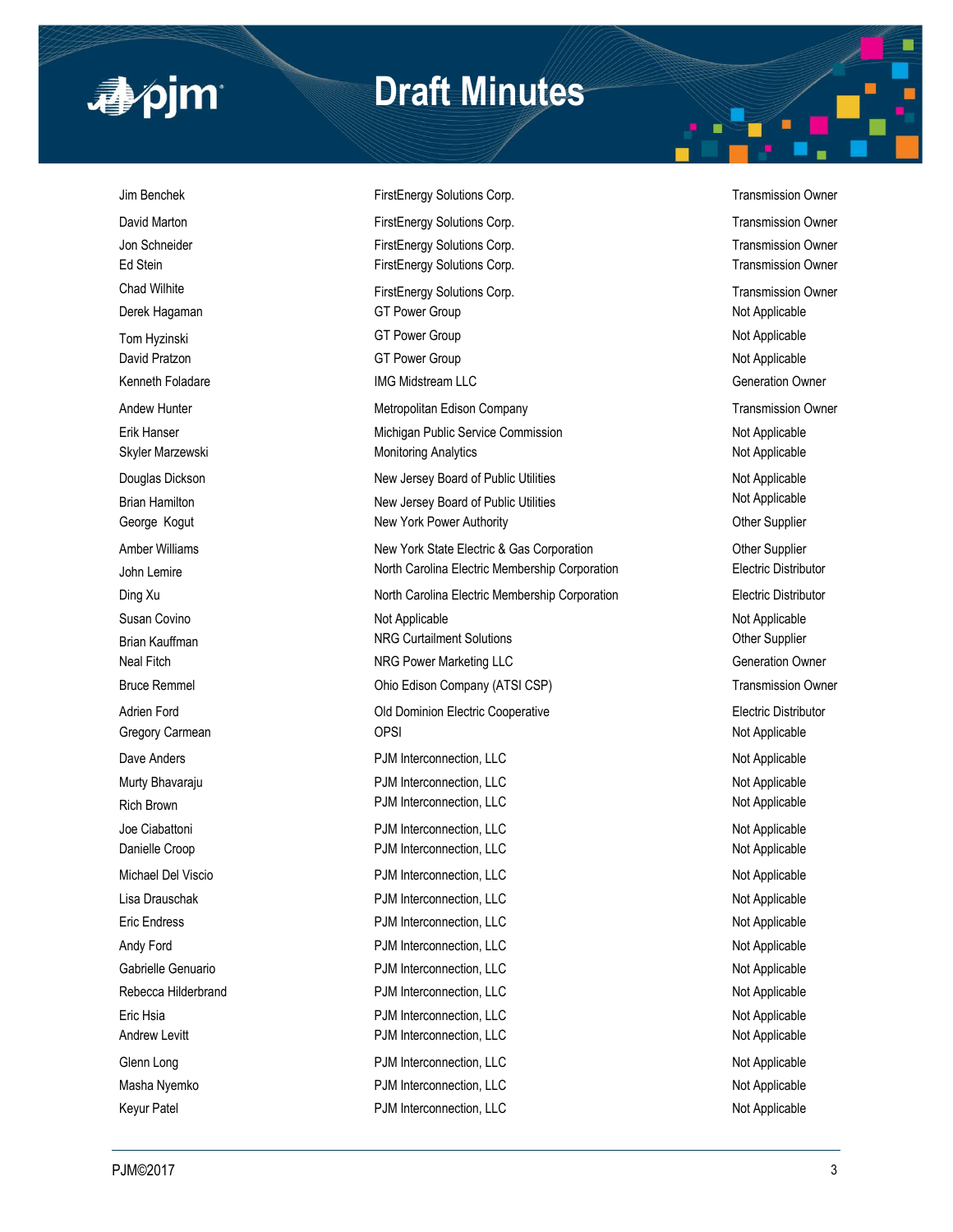| | | |
|---|---|---|
| Jim Benchek | FirstEnergy Solutions Corp. | Transmission Owner |
| David Marton | FirstEnergy Solutions Corp. | Transmission Owner |
| Jon Schneider | FirstEnergy Solutions Corp. | Transmission Owner |
| Ed Stein | FirstEnergy Solutions Corp. | Transmission Owner |
| Chad Wilhite | FirstEnergy Solutions Corp. | Transmission Owner |
| Derek Hagaman | GT Power Group | Not Applicable |
| Tom Hyzinski | GT Power Group | Not Applicable |
| David Pratzon | GT Power Group | Not Applicable |
| Kenneth Foladare | IMG Midstream LLC | Generation Owner |
| Andew Hunter | Metropolitan Edison Company | Transmission Owner |
| Erik Hanser | Michigan Public Service Commission | Not Applicable |
| Skyler Marzewski | Monitoring Analytics | Not Applicable |
| Douglas Dickson | New Jersey Board of Public Utilities | Not Applicable |
| Brian Hamilton | New Jersey Board of Public Utilities | Not Applicable |
| George Kogut | New York Power Authority | Other Supplier |
| Amber Williams | New York State Electric & Gas Corporation | Other Supplier |
| John Lemire | North Carolina Electric Membership Corporation | Electric Distributor |
| Ding Xu | North Carolina Electric Membership Corporation | Electric Distributor |
| Susan Covino | Not Applicable | Not Applicable |
| Brian Kauffman | NRG Curtailment Solutions | Other Supplier |
| Neal Fitch | NRG Power Marketing LLC | Generation Owner |
| Bruce Remmel | Ohio Edison Company (ATSI CSP) | Transmission Owner |
| Adrien Ford | Old Dominion Electric Cooperative | Electric Distributor |
| Gregory Carmean | OPSI | Not Applicable |
| Dave Anders | PJM Interconnection, LLC | Not Applicable |
| Murty Bhavaraju | PJM Interconnection, LLC | Not Applicable |
| Rich Brown | PJM Interconnection, LLC | Not Applicable |
| Joe Ciabattoni | PJM Interconnection, LLC | Not Applicable |
| Danielle Croop | PJM Interconnection, LLC | Not Applicable |
| Michael Del Viscio | PJM Interconnection, LLC | Not Applicable |
| Lisa Drauschak | PJM Interconnection, LLC | Not Applicable |
| Eric Endress | PJM Interconnection, LLC | Not Applicable |
| Andy Ford | PJM Interconnection, LLC | Not Applicable |
| Gabrielle Genuario | PJM Interconnection, LLC | Not Applicable |
| Rebecca Hilderbrand | PJM Interconnection, LLC | Not Applicable |
| Eric Hsia | PJM Interconnection, LLC | Not Applicable |
| Andrew Levitt | PJM Interconnection, LLC | Not Applicable |
| Glenn Long | PJM Interconnection, LLC | Not Applicable |
| Masha Nyemko | PJM Interconnection, LLC | Not Applicable |
| Keyur Patel | PJM Interconnection, LLC | Not Applicable |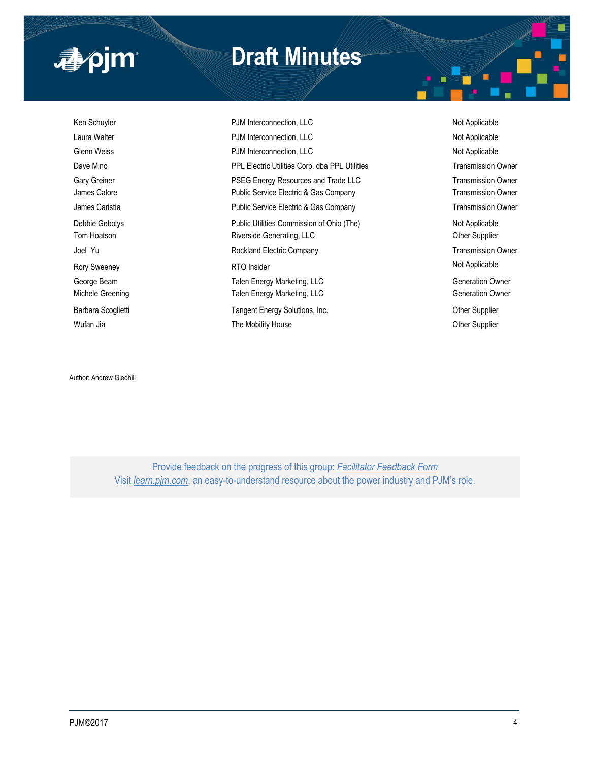| | | |
|---|---|---|
| Ken Schuyler | PJM Interconnection, LLC | Not Applicable |
| Laura Walter | PJM Interconnection, LLC | Not Applicable |
| Glenn Weiss | PJM Interconnection, LLC | Not Applicable |
| Dave Mino | PPL Electric Utilities Corp. dba PPL Utilities | Transmission Owner |
| Gary Greiner | PSEG Energy Resources and Trade LLC | Transmission Owner |
| James Calore | Public Service Electric & Gas Company | Transmission Owner |
| James Caristia | Public Service Electric & Gas Company | Transmission Owner |
| Debbie Gebolys | Public Utilities Commission of Ohio (The) | Not Applicable |
| Tom Hoatson | Riverside Generating, LLC | Other Supplier |
| Joel Yu | Rockland Electric Company | Transmission Owner |
| Rory Sweeney | RTO Insider | Not Applicable |
| George Beam | Talen Energy Marketing, LLC | Generation Owner |
| Michele Greening | Talen Energy Marketing, LLC | Generation Owner |
| Barbara Scoglietti | Tangent Energy Solutions, Inc. | Other Supplier |
| Wufan Jia | The Mobility House | Other Supplier |

Author: Andrew Gledhill

Provide feedback on the progress of this group: *Facilitator Feedback Form*
Visit *learn.pjm.com*, an easy-to-understand resource about the power industry and PJM's role.